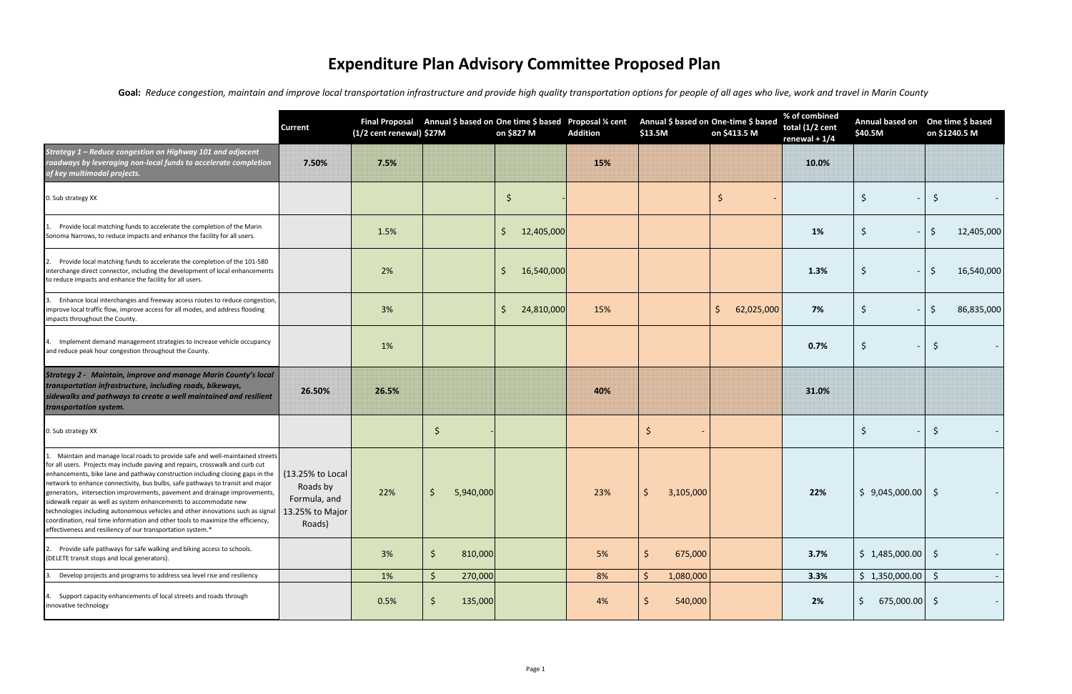# Expenditure Plan Advisory Committee Proposed Plan

**Goal:** *Reduce congestion, maintain and improve local transportation infrastructure and provide high quality transportation options for people of all ages who live, work and travel in Marin County*

| | Current | Final Proposal (1/2 cent renewal) $27M | Annual $ based on $27M | One time $ based on $827 M | Proposal ¼ cent Addition | Annual $ based on $13.5M | One-time $ based on $413.5 M | % of combined total (1/2 cent renewal + 1/4 | Annual based on $40.5M | One time $ based on $1240.5 M |
|---|---|---|---|---|---|---|---|---|---|---|
| ***Strategy 1 – Reduce congestion on Highway 101 and adjacent roadways by leveraging non-local funds to accelerate completion of key multimodal projects.*** | 7.50% | 7.5% | | | 15% | | | 10.0% | | |
| 0. Sub strategy XX | | | | $ - | | | $ - | | $ - | $ - |
| 1. Provide local matching funds to accelerate the completion of the Marin Sonoma Narrows, to reduce impacts and enhance the facility for all users. | | 1.5% | | $ 12,405,000 | | | | 1% | $ - | $ 12,405,000 |
| 2. Provide local matching funds to accelerate the completion of the 101-580 interchange direct connector, including the development of local enhancements to reduce impacts and enhance the facility for all users. | | 2% | | $ 16,540,000 | | | | 1.3% | $ - | $ 16,540,000 |
| 3. Enhance local interchanges and freeway access routes to reduce congestion, improve local traffic flow, improve access for all modes, and address flooding impacts throughout the County. | | 3% | | $ 24,810,000 | 15% | | $ 62,025,000 | 7% | $ - | $ 86,835,000 |
| 4. Implement demand management strategies to increase vehicle occupancy and reduce peak hour congestion throughout the County. | | 1% | | | | | | 0.7% | $ - | $ - |
| ***Strategy 2 - Maintain, improve and manage Marin County's local transportation infrastructure, including roads, bikeways, sidewalks and pathways to create a well maintained and resilient transportation system.*** | 26.50% | 26.5% | | | 40% | | | 31.0% | | |
| 0. Sub strategy XX | | | $ - | | | $ - | | | $ - | $ - |
| 1. Maintain and manage local roads to provide safe and well-maintained streets for all users. Projects may include paving and repairs, crosswalk and curb cut enhancements, bike lane and pathway construction including closing gaps in the network to enhance connectivity, bus bulbs, safe pathways to transit and major generators, intersection improvements, pavement and drainage improvements, sidewalk repair as well as system enhancements to accommodate new technologies including autonomous vehicles and other innovations such as signal coordination, real time information and other tools to maximize the efficiency, effectiveness and resiliency of our transportation system.* | (13.25% to Local Roads by Formula, and 13.25% to Major Roads) | 22% | $ 5,940,000 | | 23% | $ 3,105,000 | | 22% | $ 9,045,000.00 | $ - |
| 2. Provide safe pathways for safe walking and biking access to schools. (DELETE transit stops and local generators). | | 3% | $ 810,000 | | 5% | $ 675,000 | | 3.7% | $ 1,485,000.00 | $ - |
| 3. Develop projects and programs to address sea level rise and resiliency | | 1% | $ 270,000 | | 8% | $ 1,080,000 | | 3.3% | $ 1,350,000.00 | $ - |
| 4. Support capacity enhancements of local streets and roads through innovative technology | | 0.5% | $ 135,000 | | 4% | $ 540,000 | | 2% | $ 675,000.00 | $ - |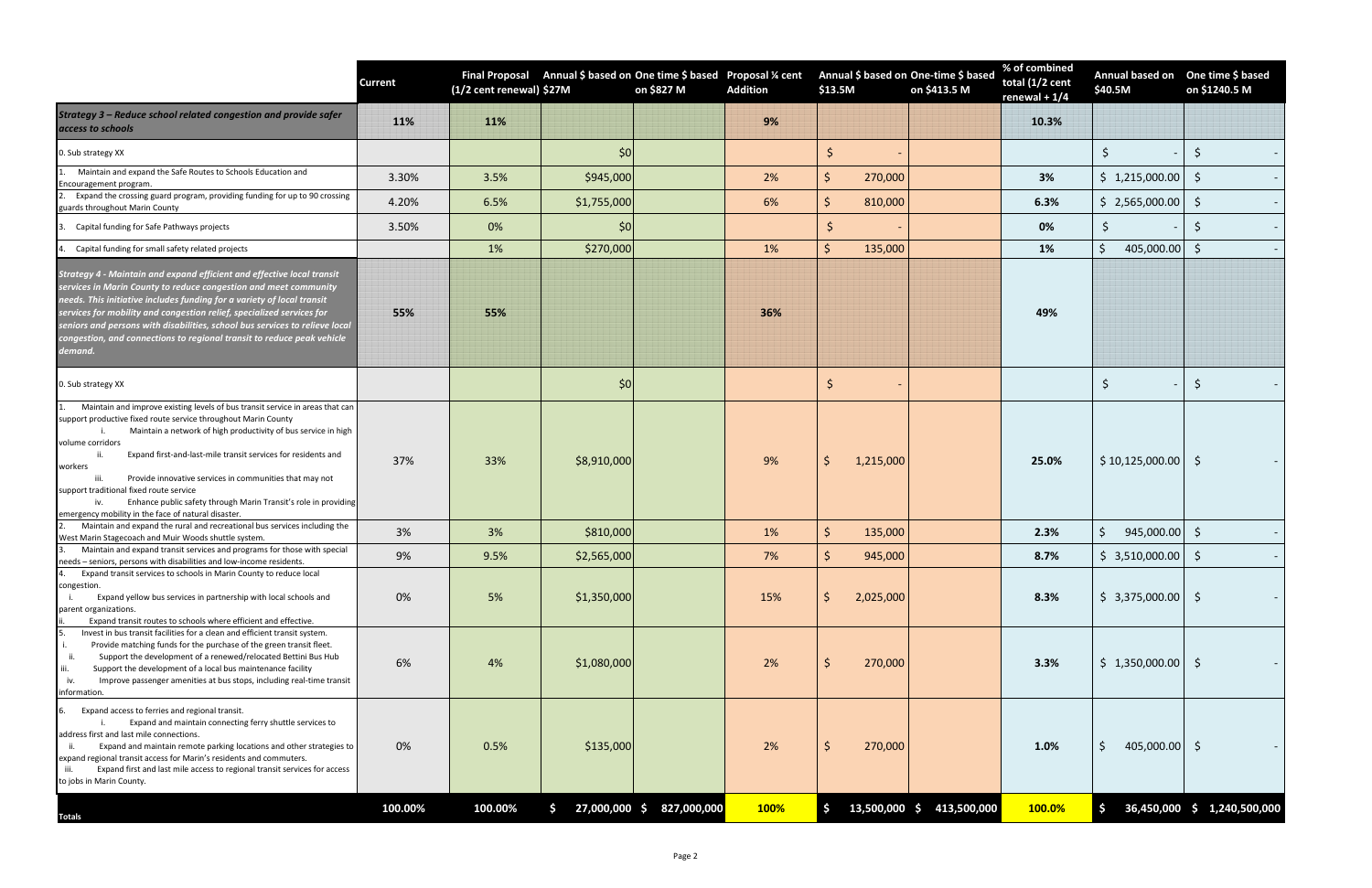| | Current | Final Proposal (1/2 cent renewal) $27M | Annual $ based on $27M | One time $ based on $827 M | Proposal ¼ cent Addition | Annual $ based on $13.5M | One-time $ based on $413.5 M | % of combined total (1/2 cent renewal + 1/4 | Annual based on $40.5M | One time $ based on $1240.5 M |
|---|---|---|---|---|---|---|---|---|---|---|
| ***Strategy 3 – Reduce school related congestion and provide safer access to schools*** | **11%** | **11%** | | | **9%** | | | **10.3%** | | |
| 0. Sub strategy XX | | | $0 | | | $ - | | | $ - | $ - |
| 1. Maintain and expand the Safe Routes to Schools Education and Encouragement program. | 3.30% | 3.5% | $945,000 | | 2% | $ 270,000 | | **3%** | $ 1,215,000.00 | $ - |
| 2. Expand the crossing guard program, providing funding for up to 90 crossing guards throughout Marin County | 4.20% | 6.5% | $1,755,000 | | 6% | $ 810,000 | | **6.3%** | $ 2,565,000.00 | $ - |
| 3. Capital funding for Safe Pathways projects | 3.50% | 0% | $0 | | | $ - | | **0%** | $ - | $ - |
| 4. Capital funding for small safety related projects | | 1% | $270,000 | | 1% | $ 135,000 | | **1%** | $ 405,000.00 | $ - |
| ***Strategy 4 - Maintain and expand efficient and effective local transit services in Marin County to reduce congestion and meet community needs. This initiative includes funding for a variety of local transit services for mobility and congestion relief, specialized services for seniors and persons with disabilities, school bus services to relieve local congestion, and connections to regional transit to reduce peak vehicle demand.*** | **55%** | **55%** | | | **36%** | | | **49%** | | |
| 0. Sub strategy XX | | | $0 | | | $ - | | | $ - | $ - |
| 1. Maintain and improve existing levels of bus transit service in areas that can support productive fixed route service throughout Marin County<br>i. Maintain a network of high productivity of bus service in high volume corridors<br>ii. Expand first-and-last-mile transit services for residents and workers<br>iii. Provide innovative services in communities that may not support traditional fixed route service<br>iv. Enhance public safety through Marin Transit's role in providing emergency mobility in the face of natural disaster. | 37% | 33% | $8,910,000 | | 9% | $ 1,215,000 | | **25.0%** | $ 10,125,000.00 | $ - |
| 2. Maintain and expand the rural and recreational bus services including the West Marin Stagecoach and Muir Woods shuttle system. | 3% | 3% | $810,000 | | 1% | $ 135,000 | | **2.3%** | $ 945,000.00 | $ - |
| 3. Maintain and expand transit services and programs for those with special needs – seniors, persons with disabilities and low-income residents. | 9% | 9.5% | $2,565,000 | | 7% | $ 945,000 | | **8.7%** | $ 3,510,000.00 | $ - |
| 4. Expand transit services to schools in Marin County to reduce local congestion.<br>i. Expand yellow bus services in partnership with local schools and parent organizations.<br>ii. Expand transit routes to schools where efficient and effective. | 0% | 5% | $1,350,000 | | 15% | $ 2,025,000 | | **8.3%** | $ 3,375,000.00 | $ - |
| 5. Invest in bus transit facilities for a clean and efficient transit system.<br>i. Provide matching funds for the purchase of the green transit fleet.<br>ii. Support the development of a renewed/relocated Bettini Bus Hub<br>iii. Support the development of a local bus maintenance facility<br>iv. Improve passenger amenities at bus stops, including real-time transit information. | 6% | 4% | $1,080,000 | | 2% | $ 270,000 | | **3.3%** | $ 1,350,000.00 | $ - |
| 6. Expand access to ferries and regional transit.<br>i. Expand and maintain connecting ferry shuttle services to address first and last mile connections.<br>ii. Expand and maintain remote parking locations and other strategies to expand regional transit access for Marin's residents and commuters.<br>iii. Expand first and last mile access to regional transit services for access to jobs in Marin County. | 0% | 0.5% | $135,000 | | 2% | $ 270,000 | | **1.0%** | $ 405,000.00 | $ - |
| **Totals** | **100.00%** | **100.00%** | **$ 27,000,000** | **$ 827,000,000** | **100%** | **$ 13,500,000** | **$ 413,500,000** | **100.0%** | **$ 36,450,000** | **$ 1,240,500,000** |